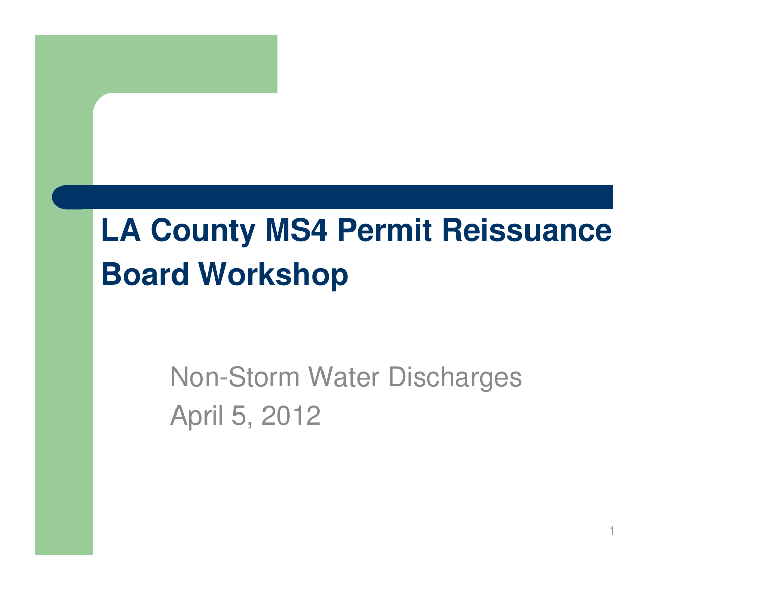# LA County MS4 Permit Reissuance Board Workshop

Non-Storm Water Discharges

April 5, 2012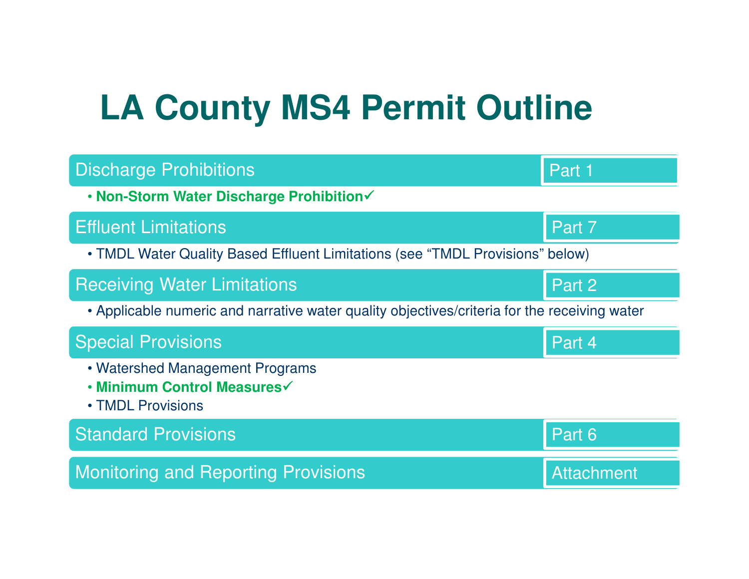# LA County MS4 Permit Outline

| Section | Location |
| --- | --- |
| Discharge Prohibitions | Part 1 |

- **Non-Storm Water Discharge Prohibition✓**

| Section | Location |
| --- | --- |
| Effluent Limitations | Part 7 |

- TMDL Water Quality Based Effluent Limitations (see "TMDL Provisions" below)

| Section | Location |
| --- | --- |
| Receiving Water Limitations | Part 2 |

- Applicable numeric and narrative water quality objectives/criteria for the receiving water

| Section | Location |
| --- | --- |
| Special Provisions | Part 4 |

- Watershed Management Programs
- **Minimum Control Measures✓**
- TMDL Provisions

| Section | Location |
| --- | --- |
| Standard Provisions | Part 6 |
| Monitoring and Reporting Provisions | Attachment |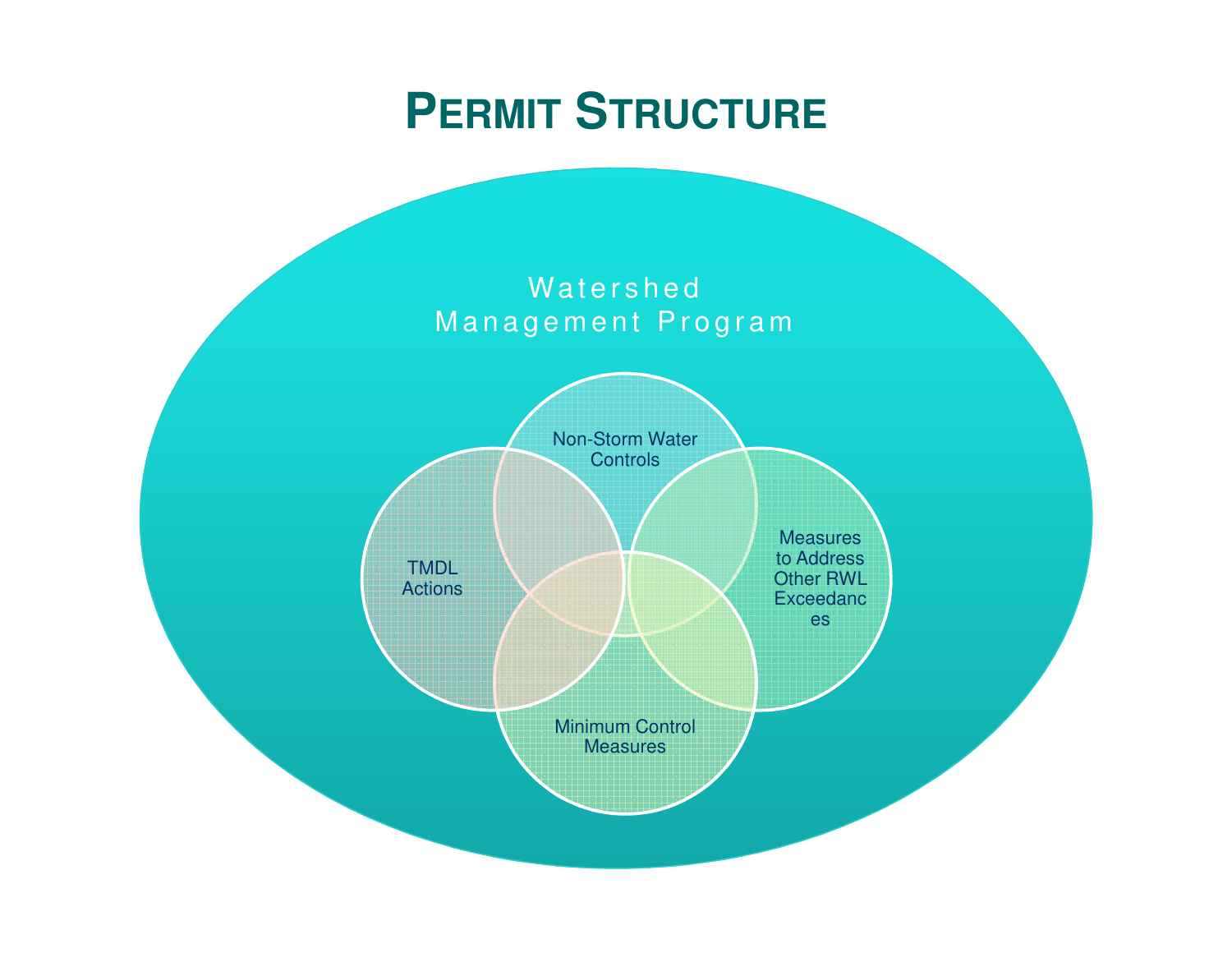# Permit Structure

Watershed Management Program

Non-Storm Water Controls

TMDL Actions

Measures to Address Other RWL Exceedances

Minimum Control Measures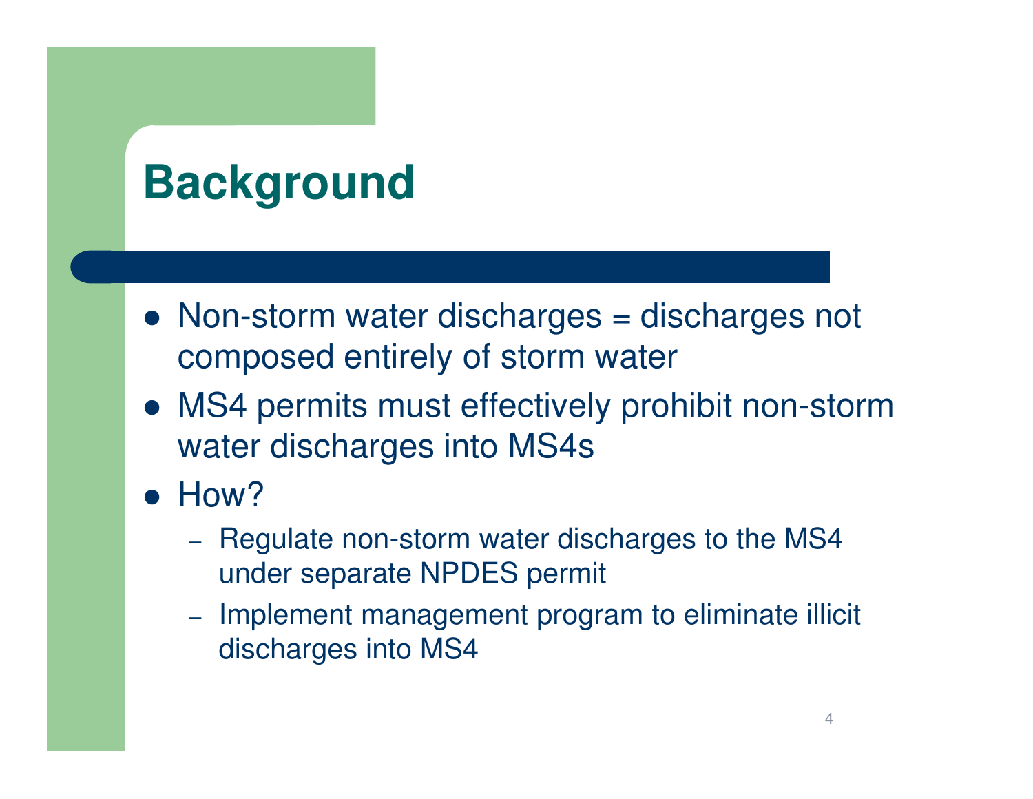# Background

- Non-storm water discharges = discharges not composed entirely of storm water
- MS4 permits must effectively prohibit non-storm water discharges into MS4s
- How?
  - Regulate non-storm water discharges to the MS4 under separate NPDES permit
  - Implement management program to eliminate illicit discharges into MS4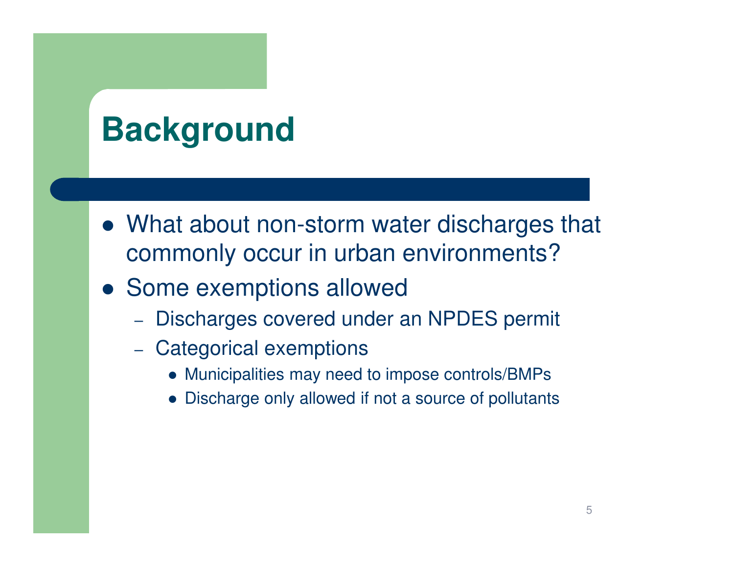# Background

- What about non-storm water discharges that commonly occur in urban environments?
- Some exemptions allowed
  - Discharges covered under an NPDES permit
  - Categorical exemptions
    - Municipalities may need to impose controls/BMPs
    - Discharge only allowed if not a source of pollutants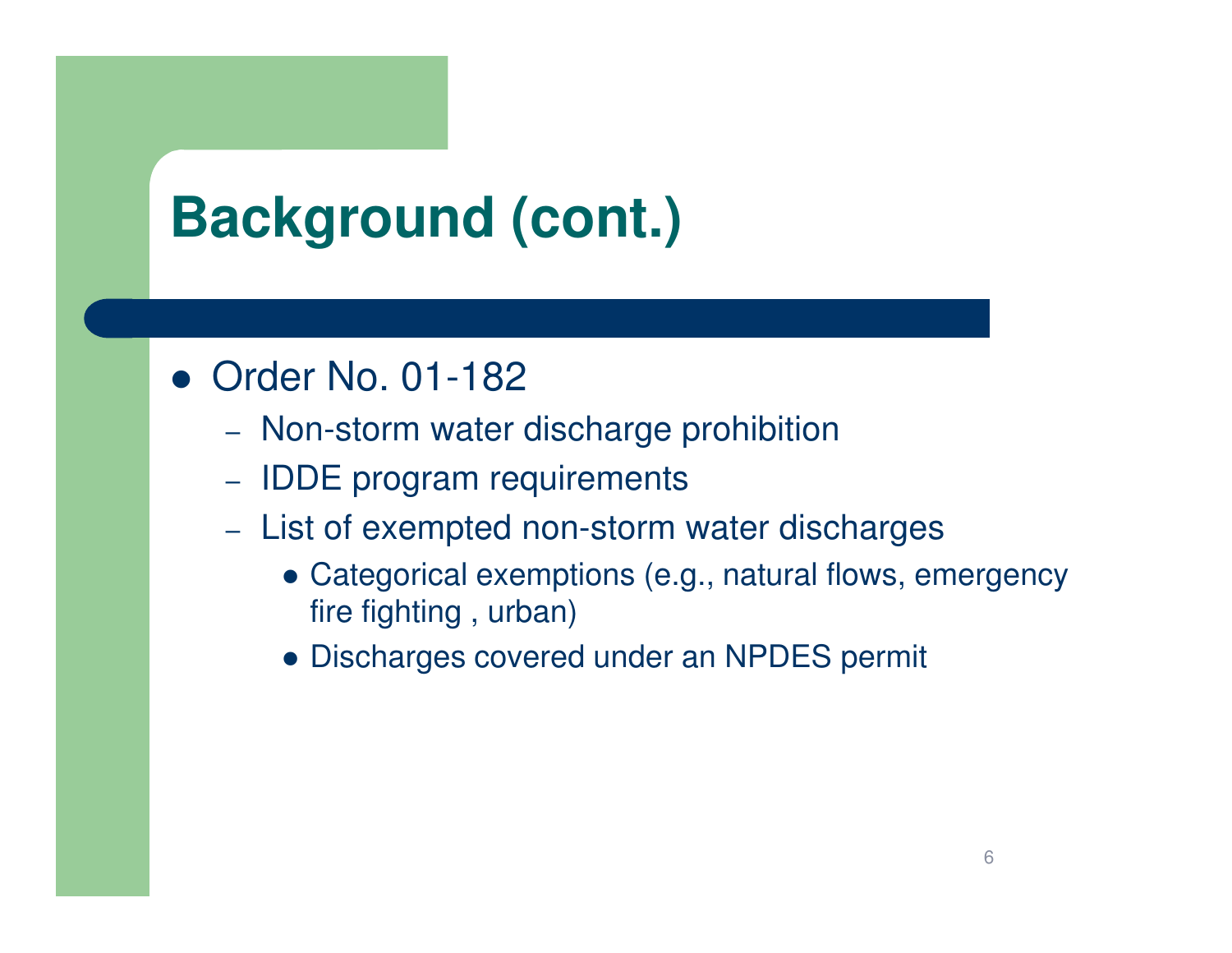# Background (cont.)

- Order No. 01-182
  - Non-storm water discharge prohibition
  - IDDE program requirements
  - List of exempted non-storm water discharges
    - Categorical exemptions (e.g., natural flows, emergency fire fighting , urban)
    - Discharges covered under an NPDES permit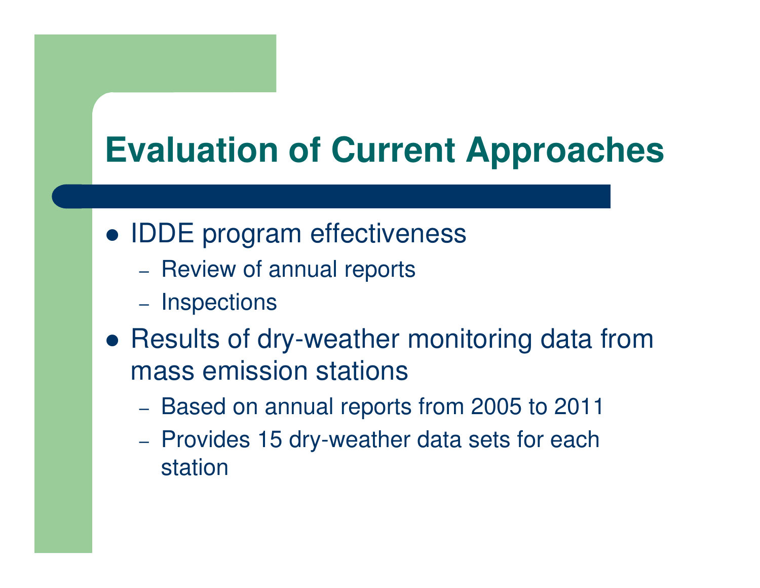# Evaluation of Current Approaches

- IDDE program effectiveness
  - Review of annual reports
  - Inspections
- Results of dry-weather monitoring data from mass emission stations
  - Based on annual reports from 2005 to 2011
  - Provides 15 dry-weather data sets for each station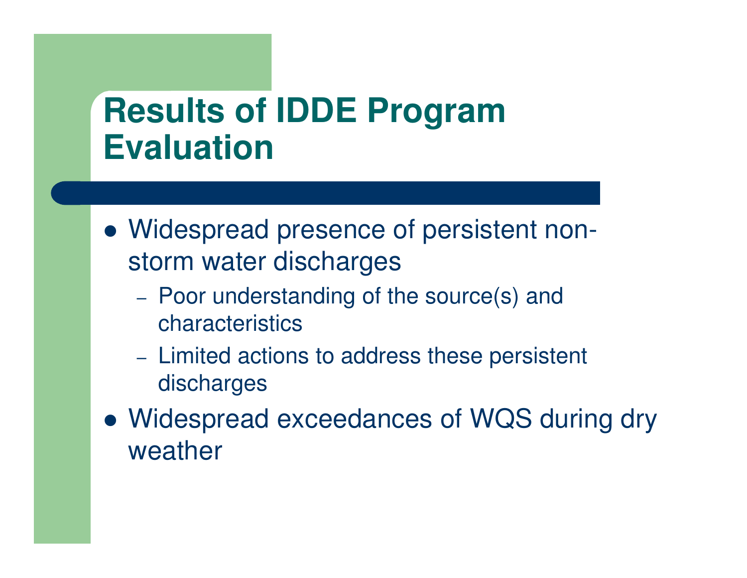# Results of IDDE Program Evaluation

- Widespread presence of persistent non-storm water discharges
  - Poor understanding of the source(s) and characteristics
  - Limited actions to address these persistent discharges
- Widespread exceedances of WQS during dry weather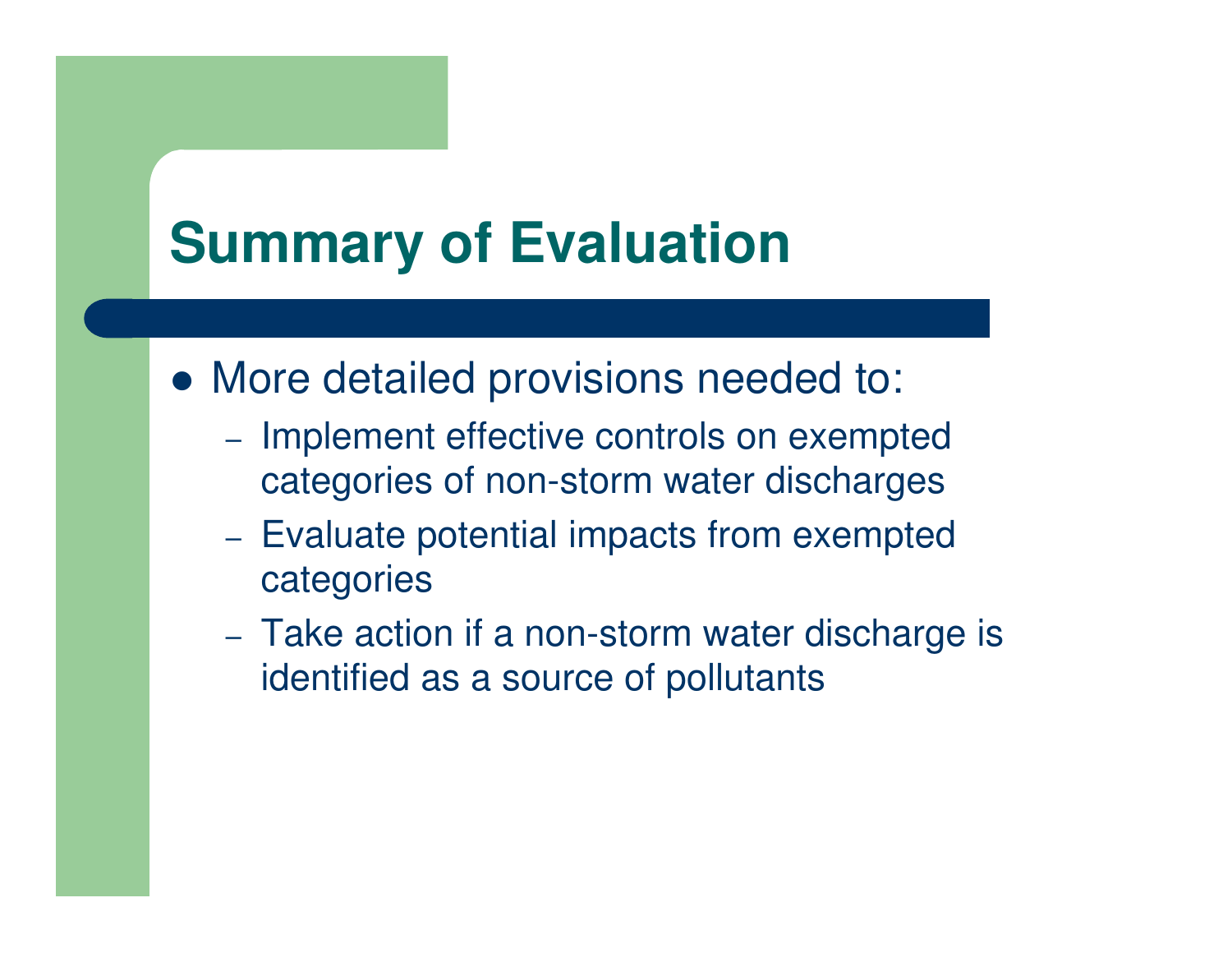# Summary of Evaluation

- More detailed provisions needed to:
  - Implement effective controls on exempted categories of non-storm water discharges
  - Evaluate potential impacts from exempted categories
  - Take action if a non-storm water discharge is identified as a source of pollutants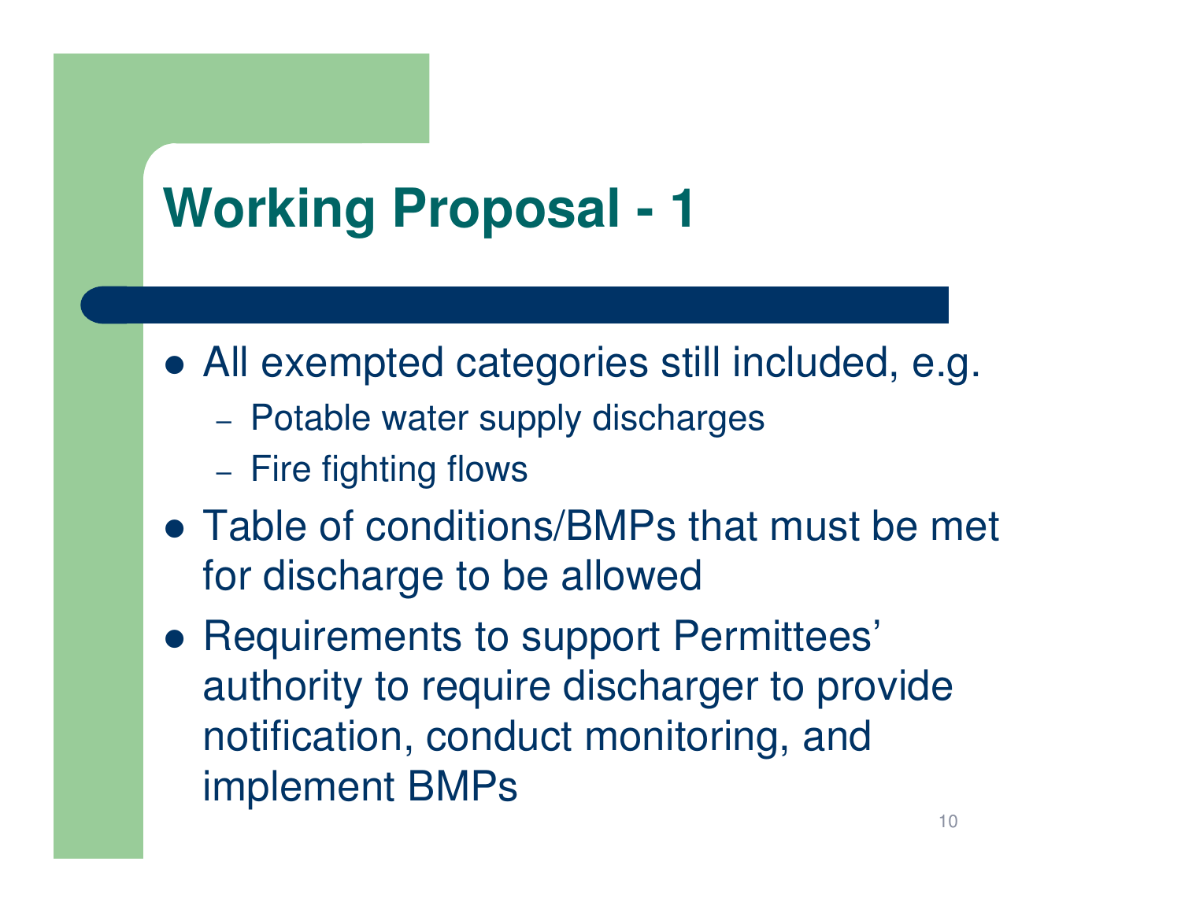# Working Proposal - 1

- All exempted categories still included, e.g.
  - Potable water supply discharges
  - Fire fighting flows
- Table of conditions/BMPs that must be met for discharge to be allowed
- Requirements to support Permittees' authority to require discharger to provide notification, conduct monitoring, and implement BMPs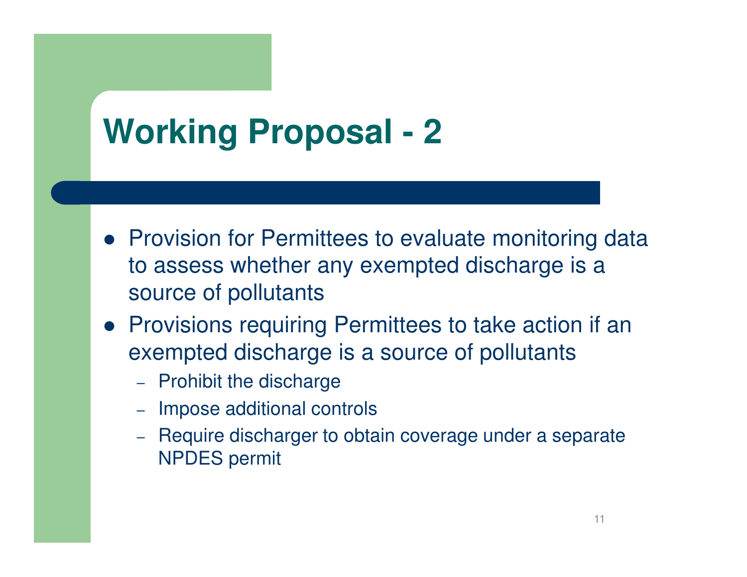# Working Proposal - 2

- Provision for Permittees to evaluate monitoring data to assess whether any exempted discharge is a source of pollutants
- Provisions requiring Permittees to take action if an exempted discharge is a source of pollutants
  - Prohibit the discharge
  - Impose additional controls
  - Require discharger to obtain coverage under a separate NPDES permit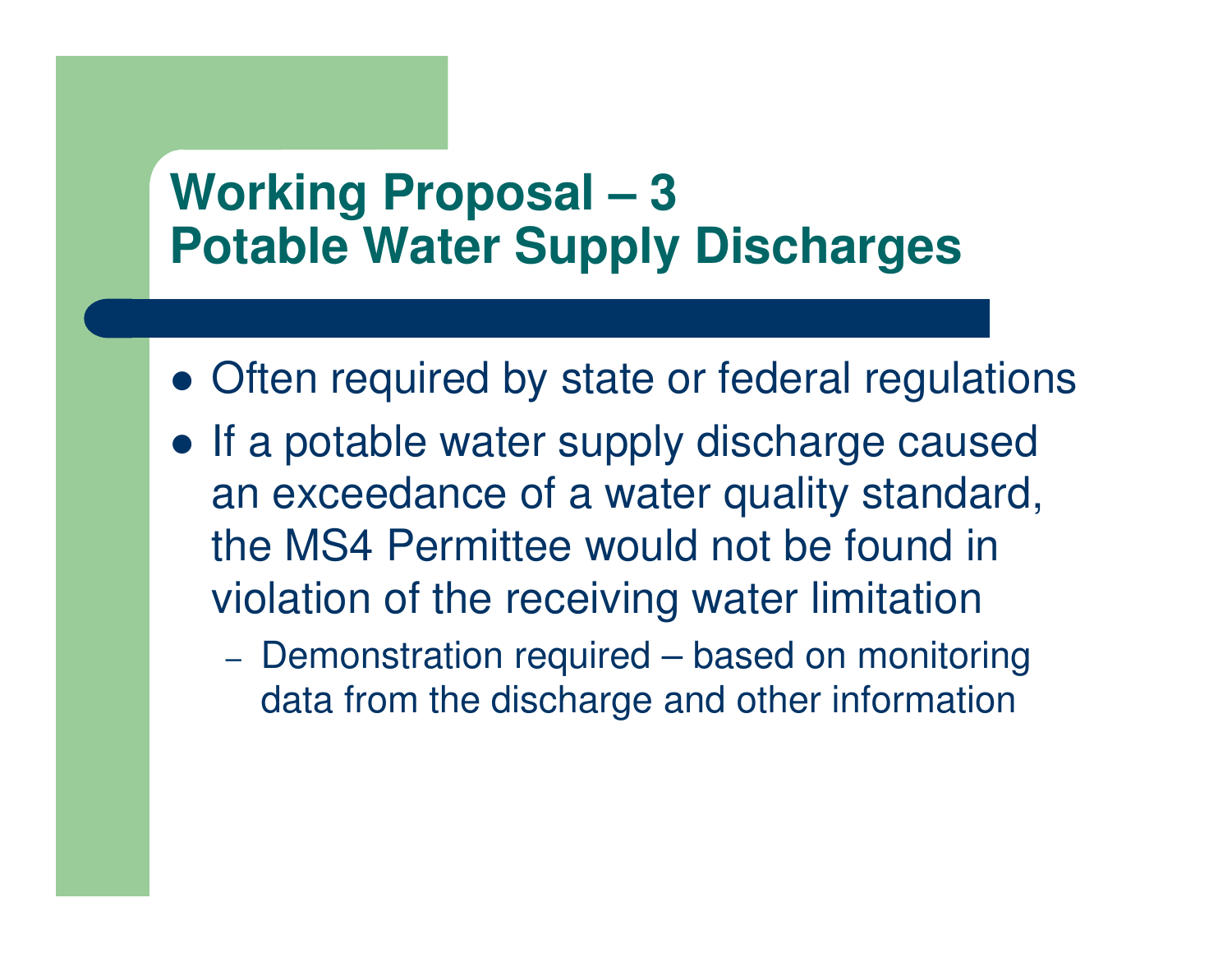# Working Proposal – 3
# Potable Water Supply Discharges

- Often required by state or federal regulations
- If a potable water supply discharge caused an exceedance of a water quality standard, the MS4 Permittee would not be found in violation of the receiving water limitation
  - Demonstration required – based on monitoring data from the discharge and other information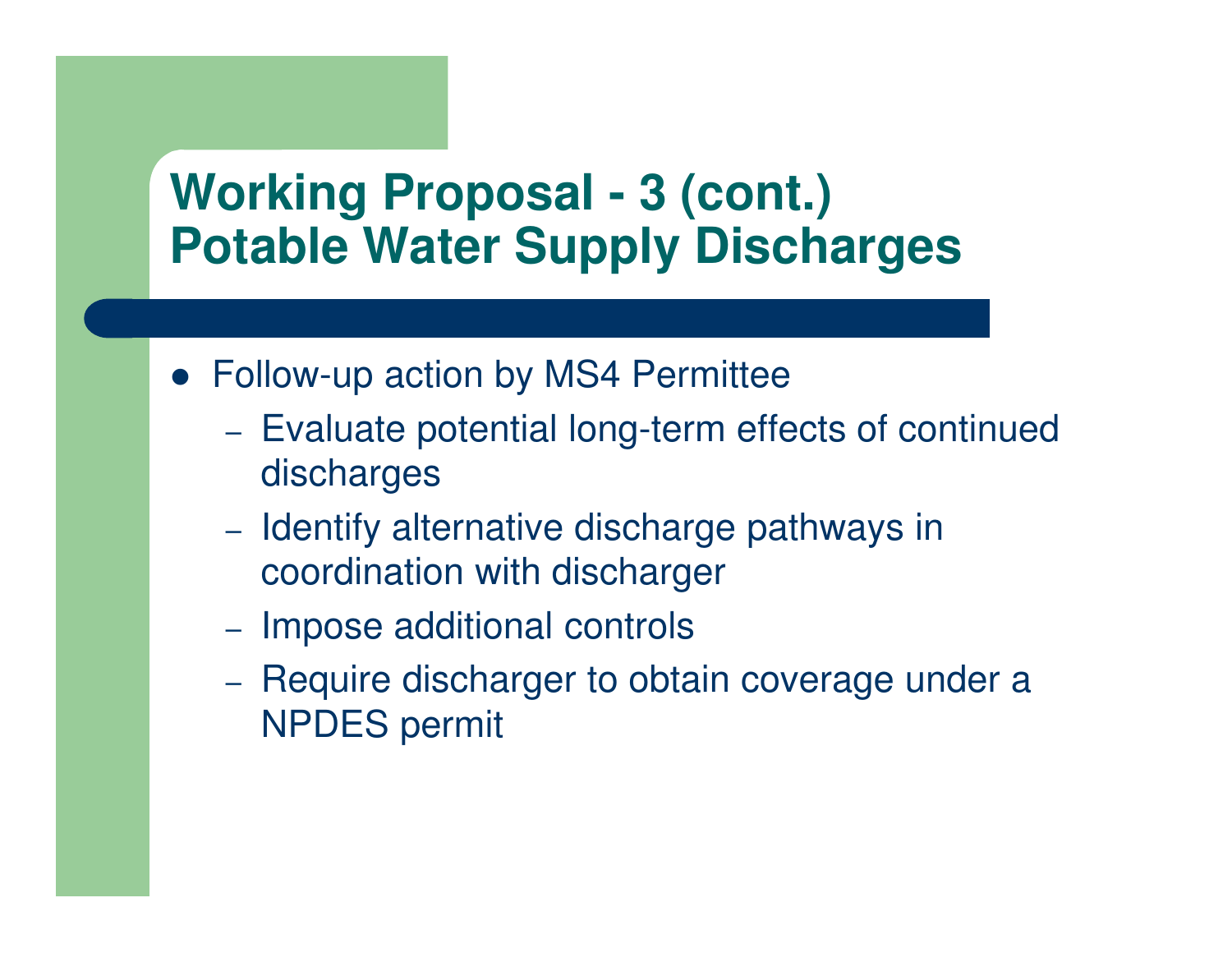# Working Proposal - 3 (cont.) Potable Water Supply Discharges

- Follow-up action by MS4 Permittee
  - Evaluate potential long-term effects of continued discharges
  - Identify alternative discharge pathways in coordination with discharger
  - Impose additional controls
  - Require discharger to obtain coverage under a NPDES permit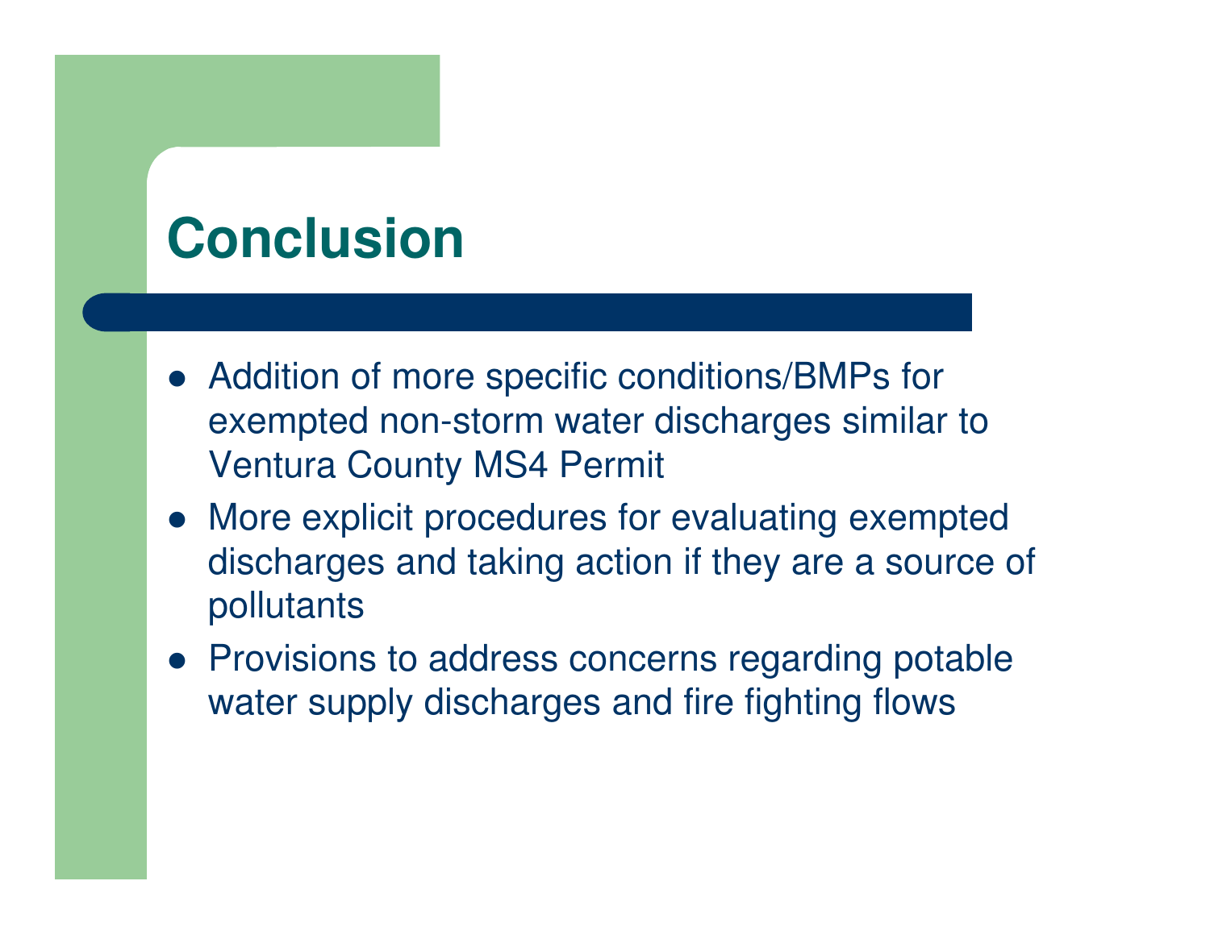# Conclusion

- Addition of more specific conditions/BMPs for exempted non-storm water discharges similar to Ventura County MS4 Permit
- More explicit procedures for evaluating exempted discharges and taking action if they are a source of pollutants
- Provisions to address concerns regarding potable water supply discharges and fire fighting flows